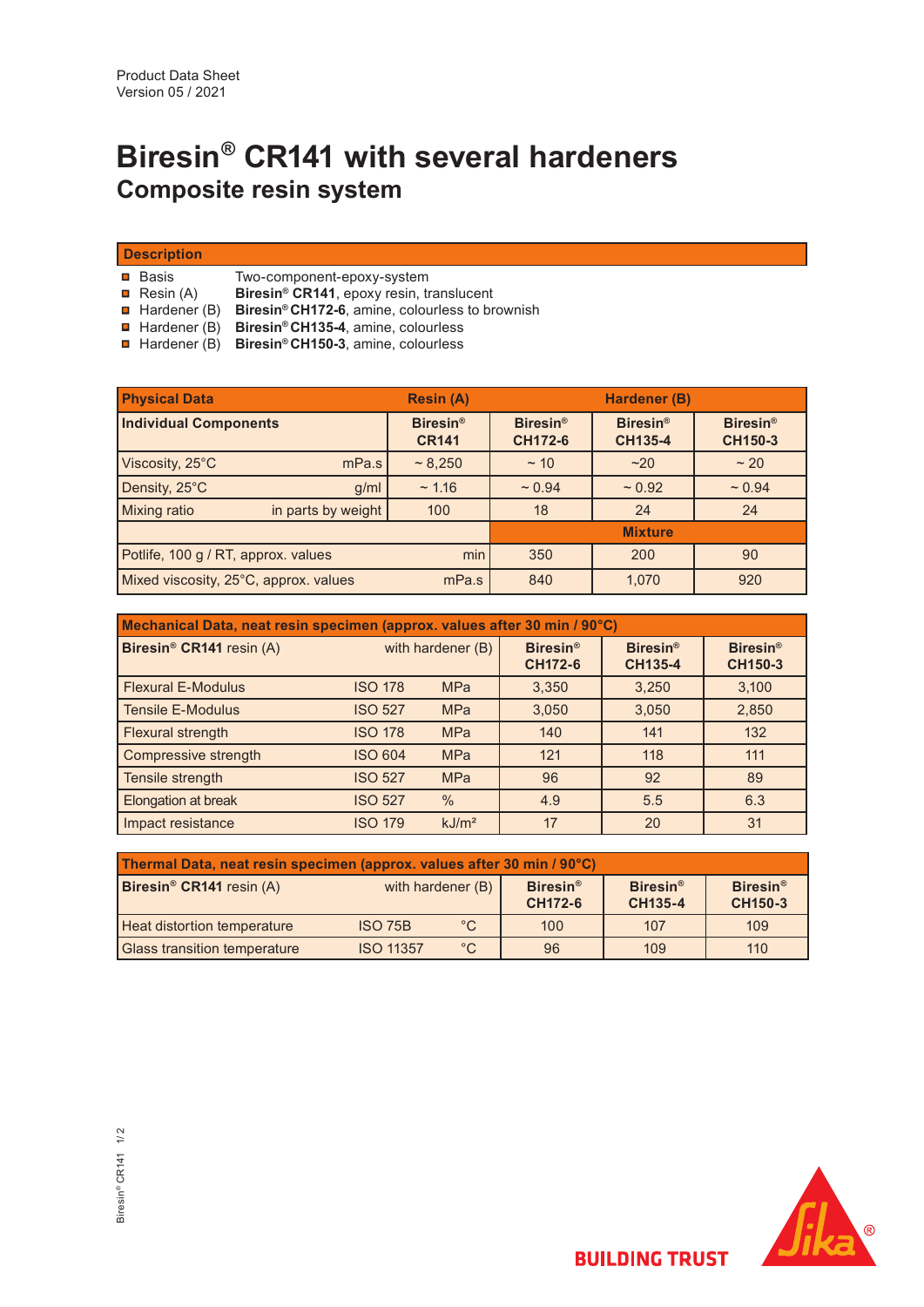Product Data Sheet
Version 05 / 2021

# Biresin® CR141 with several hardeners

## Composite resin system

### Description

- Basis — Two-component-epoxy-system
- Resin (A) — **Biresin® CR141**, epoxy resin, translucent
- Hardener (B) — **Biresin® CH172-6**, amine, colourless to brownish
- Hardener (B) — **Biresin® CH135-4**, amine, colourless
- Hardener (B) — **Biresin® CH150-3**, amine, colourless

| Physical Data | | Resin (A) | Hardener (B) | | |
|---|---|---|---|---|---|
| **Individual Components** | | **Biresin® CR141** | **Biresin® CH172-6** | **Biresin® CH135-4** | **Biresin® CH150-3** |
| Viscosity, 25°C | mPa.s | ~ 8,250 | ~ 10 | ~20 | ~ 20 |
| Density, 25°C | g/ml | ~ 1.16 | ~ 0.94 | ~ 0.92 | ~ 0.94 |
| Mixing ratio | in parts by weight | 100 | 18 | 24 | 24 |
| | | | **Mixture** | | |
| Potlife, 100 g / RT, approx. values | min | | 350 | 200 | 90 |
| Mixed viscosity, 25°C, approx. values | mPa.s | | 840 | 1,070 | 920 |

| Mechanical Data, neat resin specimen (approx. values after 30 min / 90°C) | | | | | |
|---|---|---|---|---|---|
| **Biresin® CR141** resin (A) | with hardener (B) | | **Biresin® CH172-6** | **Biresin® CH135-4** | **Biresin® CH150-3** |
| Flexural E-Modulus | ISO 178 | MPa | 3,350 | 3,250 | 3,100 |
| Tensile E-Modulus | ISO 527 | MPa | 3,050 | 3,050 | 2,850 |
| Flexural strength | ISO 178 | MPa | 140 | 141 | 132 |
| Compressive strength | ISO 604 | MPa | 121 | 118 | 111 |
| Tensile strength | ISO 527 | MPa | 96 | 92 | 89 |
| Elongation at break | ISO 527 | % | 4.9 | 5.5 | 6.3 |
| Impact resistance | ISO 179 | kJ/m² | 17 | 20 | 31 |

| Thermal Data, neat resin specimen (approx. values after 30 min / 90°C) | | | | | |
|---|---|---|---|---|---|
| **Biresin® CR141** resin (A) | with hardener (B) | | **Biresin® CH172-6** | **Biresin® CH135-4** | **Biresin® CH150-3** |
| Heat distortion temperature | ISO 75B | °C | 100 | 107 | 109 |
| Glass transition temperature | ISO 11357 | °C | 96 | 109 | 110 |

BUILDING TRUST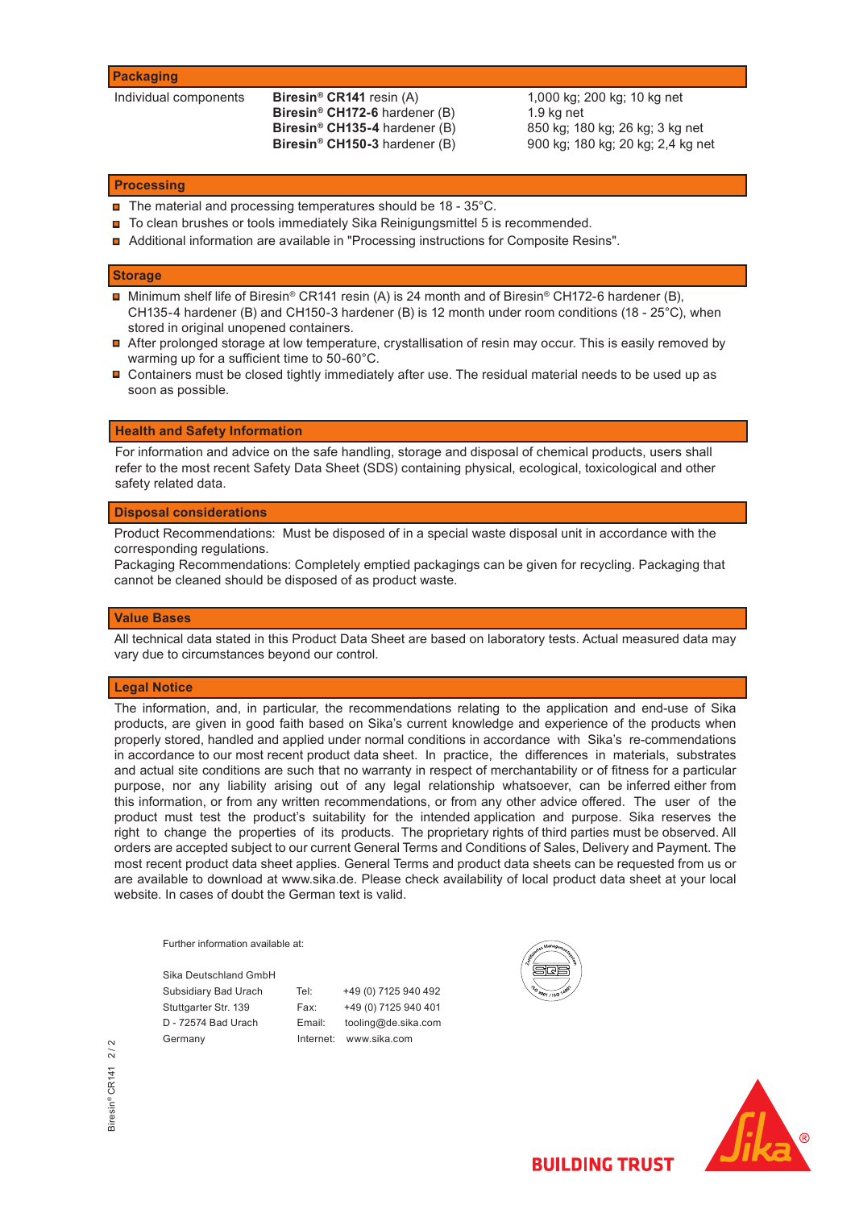## Packaging

| | | |
|---|---|---|
| Individual components | **Biresin® CR141** resin (A)<br>**Biresin® CH172-6** hardener (B)<br>**Biresin® CH135-4** hardener (B)<br>**Biresin® CH150-3** hardener (B) | 1,000 kg; 200 kg; 10 kg net<br>1.9 kg net<br>850 kg; 180 kg; 26 kg; 3 kg net<br>900 kg; 180 kg; 20 kg; 2,4 kg net |

## Processing

- The material and processing temperatures should be 18 - 35°C.
- To clean brushes or tools immediately Sika Reinigungsmittel 5 is recommended.
- Additional information are available in "Processing instructions for Composite Resins".

## Storage

- Minimum shelf life of Biresin® CR141 resin (A) is 24 month and of Biresin® CH172-6 hardener (B), CH135-4 hardener (B) and CH150-3 hardener (B) is 12 month under room conditions (18 - 25°C), when stored in original unopened containers.
- After prolonged storage at low temperature, crystallisation of resin may occur. This is easily removed by warming up for a sufficient time to 50-60°C.
- Containers must be closed tightly immediately after use. The residual material needs to be used up as soon as possible.

## Health and Safety Information

For information and advice on the safe handling, storage and disposal of chemical products, users shall refer to the most recent Safety Data Sheet (SDS) containing physical, ecological, toxicological and other safety related data.

## Disposal considerations

Product Recommendations: Must be disposed of in a special waste disposal unit in accordance with the corresponding regulations.
Packaging Recommendations: Completely emptied packagings can be given for recycling. Packaging that cannot be cleaned should be disposed of as product waste.

## Value Bases

All technical data stated in this Product Data Sheet are based on laboratory tests. Actual measured data may vary due to circumstances beyond our control.

## Legal Notice

The information, and, in particular, the recommendations relating to the application and end-use of Sika products, are given in good faith based on Sika's current knowledge and experience of the products when properly stored, handled and applied under normal conditions in accordance with Sika's re-commendations in accordance to our most recent product data sheet. In practice, the differences in materials, substrates and actual site conditions are such that no warranty in respect of merchantability or of fitness for a particular purpose, nor any liability arising out of any legal relationship whatsoever, can be inferred either from this information, or from any written recommendations, or from any other advice offered. The user of the product must test the product's suitability for the intended application and purpose. Sika reserves the right to change the properties of its products. The proprietary rights of third parties must be observed. All orders are accepted subject to our current General Terms and Conditions of Sales, Delivery and Payment. The most recent product data sheet applies. General Terms and product data sheets can be requested from us or are available to download at www.sika.de. Please check availability of local product data sheet at your local website. In cases of doubt the German text is valid.

Further information available at:

Sika Deutschland GmbH
Subsidiary Bad Urach
Stuttgarter Str. 139
D - 72574 Bad Urach
Germany

Tel: +49 (0) 7125 940 492
Fax: +49 (0) 7125 940 401
Email: tooling@de.sika.com
Internet: www.sika.com

BUILDING TRUST